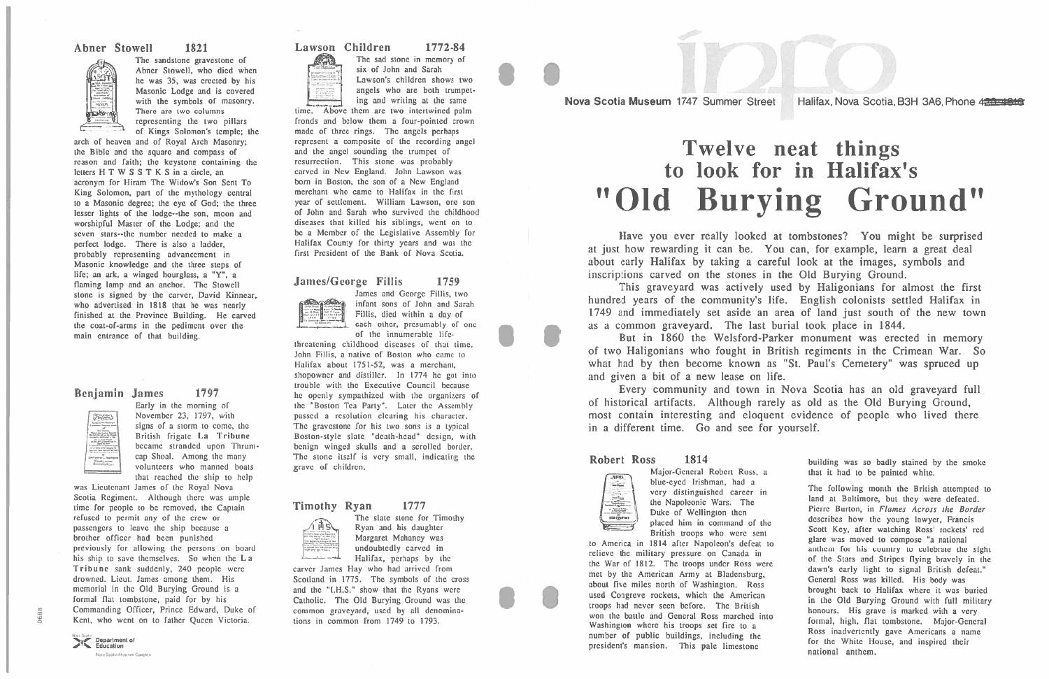Nova Scotia Museum 1747 Summer Street Halifax, Nova Scotia, B3H 3A6, Phone

# Twelve neat things to look for in Halifax's "Old Burying Ground"

Have you ever really looked at tombstones? You might be surprised at just how rewarding it can be. You can, for example, learn a great deal about early Halifax by taking a careful look at the images, symbols and inscriptions carved on the stones in the Old Burying Ground.

This graveyard was actively used by Haligonians for almost the first hundred years of the community's life. English colonists settled Halifax in 1749 and immediately set aside an area of land just south of the new town as a common graveyard. The last burial took place in 1844.

But in 1860 the Welsford-Parker monument was erected in memory of two Haligonians who fought in British regiments in the Crimean War. So what had by then become known as "St. Paul's Cemetery" was spruced up and given a bit of a new lease on life.

Every community and town in Nova Scotia has an old graveyard full of historical artifacts. Although rarely as old as the Old Burying Ground, most contain interesting and eloquent evidence of people who lived there in a different time. Go and see for yourself.

## Abner Stowell 1821

The sandstone gravestone of Abner Stowell, who died when he was 35, was erected by his Masonic Lodge and is covered with the symbols of masonry. There are two columns representing the two pillars of Kings Solomon's temple; the arch of heaven and of Royal Arch Masonry; the Bible and the square and compass of reason and faith; the keystone containing the letters H T W S S T K S in a circle, an acronym for Hiram The Widow's Son Sent To King Solomon, part of the mythology central to a Masonic degree; the eye of God; the three lesser lights of the lodge--the son, moon and worshipful Master of the Lodge; and the seven stars--the number needed to make a perfect lodge. There is also a ladder, probably representing advancement in Masonic knowledge and the three steps of life; an ark, a winged hourglass, a "Y", a flaming lamp and an anchor. The Stowell stone is signed by the carver, David Kinnear, who advertised in 1818 that he was nearly finished at the Province Building. He carved the coat-of-arms in the pediment over the main entrance of that building.

## Benjamin James 1797

Early in the morning of November 23, 1797, with signs of a storm to come, the British frigate **La Tribune** became stranded upon Thrumcap Shoal. Among the many volunteers who manned boats that reached the ship to help was Lieutenant James of the Royal Nova Scotia Regiment. Although there was ample time for people to be removed, the Captain refused to permit any of the crew or passengers to leave the ship because a brother officer had been punished previously for allowing the persons on board his ship to save themselves. So when the **La Tribune** sank suddenly, 240 people were drowned, Lieut. James among them. His memorial in the Old Burying Ground is a formal flat tombstone, paid for by his Commanding Officer, Prince Edward, Duke of Kent, who went on to father Queen Victoria.

## Lawson Children 1772-84

The sad stone in memory of six of John and Sarah Lawson's children shows two angels who are both trumpeting and writing at the same time. Above them are two intertwined palm fronds and below them a four-pointed crown made of three rings. The angels perhaps represent a composite of the recording angel and the angel sounding the trumpet of resurrection. This stone was probably carved in New England. John Lawson was born in Boston, the son of a New England merchant who came to Halifax in the first year of settlement. William Lawson, one son of John and Sarah who survived the childhood diseases that killed his siblings, went on to be a Member of the Legislative Assembly for Halifax County for thirty years and was the first President of the Bank of Nova Scotia.

## James/George Fillis 1759

James and George Fillis, two infant sons of John and Sarah Fillis, died within a day of each other, presumably of one of the innumerable life-threatening childhood diseases of that time. John Fillis, a native of Boston who came to Halifax about 1751-52, was a merchant, shopowner and distiller. In 1774 he got into trouble with the Executive Council because he openly sympathized with the organizers of the "Boston Tea Party". Later the Assembly passed a resolution clearing his character. The gravestone for his two sons is a typical Boston-style slate "death-head" design, with benign winged skulls and a scrolled border. The stone itself is very small, indicating the grave of children.

## Timothy Ryan 1777

The slate stone for Timothy Ryan and his daughter Margaret Mahaney was undoubtedly carved in Halifax, perhaps by the carver James Hay who had arrived from Scotland in 1775. The symbols of the cross and the "I.H.S." show that the Ryans were Catholic. The Old Burying Ground was the common graveyard, used by all denominations in common from 1749 to 1793.

## Robert Ross 1814

Major-General Robert Ross, a blue-eyed Irishman, had a very distinguished career in the Napoleonic Wars. The Duke of Wellington then placed him in command of the British troops who were sent to America in 1814 after Napoleon's defeat to relieve the military pressure on Canada in the War of 1812. The troops under Ross were met by the American Army at Bladensburg, about five miles north of Washington. Ross used Congreve rockets, which the American troops had never seen before. The British won the battle and General Ross marched into Washington where his troops set fire to a number of public buildings, including the president's mansion. This pale limestone building was so badly stained by the smoke that it had to be painted white.

The following month the British attempted to land at Baltimore, but they were defeated. Pierre Burton, in *Flames Across the Border* describes how the young lawyer, Francis Scott Key, after watching Ross' rockets' red glare was moved to compose "a national anthem for his country to celebrate the sight of the Stars and Stripes flying bravely in the dawn's early light to signal British defeat." General Ross was killed. His body was brought back to Halifax where it was buried in the Old Burying Ground with full military honours. His grave is marked with a very formal, high, flat tombstone. Major-General Ross inadvertently gave Americans a name for the White House, and inspired their national anthem.

Nova Scotia Department of Education
Nova Scotia Museum Complex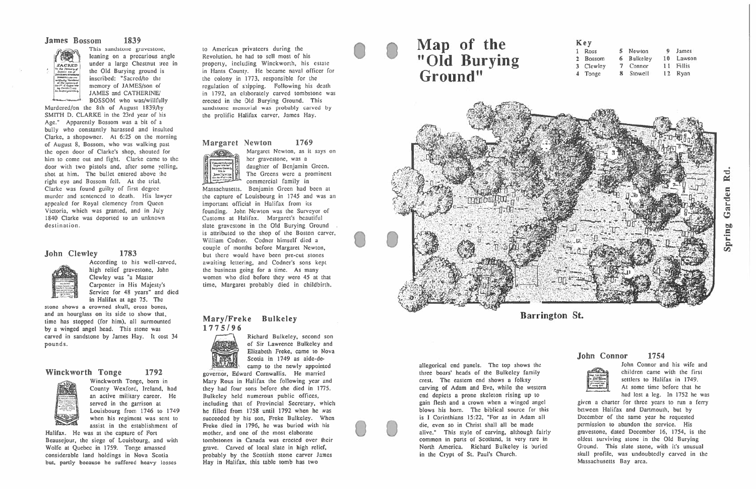## James Bossom 1839

This sandstone gravestone, leaning on a precarious angle under a large Chestnut tree in the Old Burying ground is inscribed: "Sacred/to the memory of JAMES/son of JAMES and CATHERINE/BOSSOM who was/willfully Murdered/on the 8th of August 1839/by SMITH D. CLARKE in the 23rd year of his Age." Apparently Bossom was a bit of a bully who constantly harassed and insulted Clarke, a shopowner. At 6:25 on the morning of August 8, Bossom, who was walking past the open door of Clarke's shop, shouted for him to come out and fight. Clarke came to the door with two pistols and, after some yelling, shot at him. The bullet entered above the right eye and Bossom fell. At the trial, Clarke was found guilty of first degree murder and sentenced to death. His lawyer appealed for Royal clemency from Queen Victoria, which was granted, and in July 1840 Clarke was deported to an unknown destination.

## John Clewley 1783

According to his well-carved, high relief gravestone, John Clewley was "a Master Carpenter in His Majesty's Service for 48 years" and died in Halifax at age 75. The stone shows a crowned skull, cross bones, and an hourglass on its side to show that, time has stopped (for him), all surmounted by a winged angel head. This stone was carved in sandstone by James Hay. It cost 34 pounds.

## Winckworth Tonge 1792

Winckworth Tonge, born in County Wexford, Ireland, had an active military career. He served in the garrison at Louisbourg from 1746 to 1749 when his regiment was sent to assist in the establishment of Halifax. He was at the capture of Fort Beausejour, the siege of Louisbourg, and with Wolfe at Quebec in 1759. Tonge amassed considerable land holdings in Nova Scotia but, partly because he suffered heavy losses to American privateers during the Revolution, he had to sell most of his property, including Winckworth, his estate in Hants County. He became naval officer for the colony in 1773, responsible for the regulation of shipping. Following his death in 1792, an elaborately carved tombstone was erected in the Old Burying Ground. This sandstone memorial was probably carved by the prolific Halifax carver, James Hay.

## Margaret Newton 1769

Margaret Newton, as it says on her gravestone, was a daughter of Benjamin Green. The Greens were a prominent commercial family in Massachusetts. Benjamin Green had been at the capture of Louisbourg in 1745 and was an important official in Halifax from its founding. John Newton was the Surveyor of Customs at Halifax. Margaret's beautiful slate gravestone in the Old Burying Ground is attributed to the shop of the Boston carver, William Codner. Codner himself died a couple of months before Margaret Newton, but there would have been pre-cut stones awaiting lettering, and Codner's sons kept the business going for a time. As many women who died before they were 45 at that time, Margaret probably died in childbirth.

## Mary/Freke Bulkeley 1775/96

Richard Bulkeley, second son of Sir Lawrence Bulkeley and Elizabeth Freke, came to Nova Scotia in 1749 as aide-de-camp to the newly appointed governor, Edward Cornwallis. He married Mary Rous in Halifax the following year and they had four sons before she died in 1775. Bulkeley held numerous public offices, including that of Provincial Secretary, which he filled from 1758 until 1792 when he was succeeded by his son, Freke Bulkeley. When Freke died in 1796, he was buried with his mother, and one of the most elaborate tombstones in Canada was erected over their grave. Carved of local slate in high relief, probably by the Scottish stone carver James Hay in Halifax, this table tomb has two allegorical end panels. The top shows the three boars' heads of the Bulkeley family crest. The eastern end shows a folksy carving of Adam and Eve, while the western end depicts a prone skeleton rising up to gain flesh and a crown when a winged angel blows his horn. The biblical source for this is I Corinthians 15:22, "For as in Adam all die, even so in Christ shall all be made alive." This style of carving, although fairly common in parts of Scotland, is very rare in North America. Richard Bulkeley is buried in the Crypt of St. Paul's Church.

# Map of the "Old Burying Ground"

**Key**

| | | |
|---|---|---|
| 1 Ross | 5 Newton | 9 James |
| 2 Bossom | 6 Bulkeley | 10 Lawson |
| 3 Clewley | 7 Connor | 11 Fillis |
| 4 Tonge | 8 Stowell | 12 Ryan |

Spring Garden Rd.

Barrington St.

## John Connor 1754

John Connor and his wife and children came with the first settlers to Halifax in 1749. At some time before that he had lost a leg. In 1752 he was given a charter for three years to run a ferry between Halifax and Dartmouth, but by December of the same year he requested permission to abandon the service. His gravestone, dated December 16, 1754, is the oldest surviving stone in the Old Burying Ground. This slate stone, with it's unusual skull profile, was undoubtedly carved in the Massachusetts Bay area.